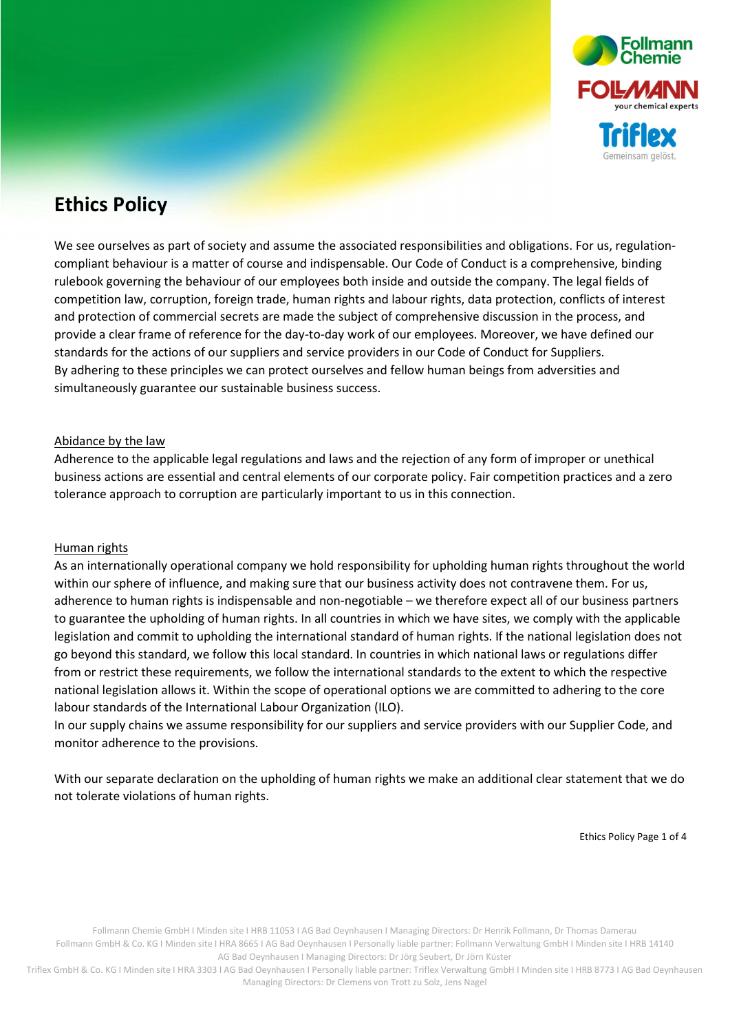# Ethics Policy

We see ourselves as part of society and assume the associated responsibilities and obligations. For us, regulation-compliant behaviour is a matter of course and indispensable. Our Code of Conduct is a comprehensive, binding rulebook governing the behaviour of our employees both inside and outside the company. The legal fields of competition law, corruption, foreign trade, human rights and labour rights, data protection, conflicts of interest and protection of commercial secrets are made the subject of comprehensive discussion in the process, and provide a clear frame of reference for the day-to-day work of our employees. Moreover, we have defined our standards for the actions of our suppliers and service providers in our Code of Conduct for Suppliers. By adhering to these principles we can protect ourselves and fellow human beings from adversities and simultaneously guarantee our sustainable business success.

## Abidance by the law

Adherence to the applicable legal regulations and laws and the rejection of any form of improper or unethical business actions are essential and central elements of our corporate policy. Fair competition practices and a zero tolerance approach to corruption are particularly important to us in this connection.

## Human rights

As an internationally operational company we hold responsibility for upholding human rights throughout the world within our sphere of influence, and making sure that our business activity does not contravene them. For us, adherence to human rights is indispensable and non-negotiable – we therefore expect all of our business partners to guarantee the upholding of human rights. In all countries in which we have sites, we comply with the applicable legislation and commit to upholding the international standard of human rights. If the national legislation does not go beyond this standard, we follow this local standard. In countries in which national laws or regulations differ from or restrict these requirements, we follow the international standards to the extent to which the respective national legislation allows it. Within the scope of operational options we are committed to adhering to the core labour standards of the International Labour Organization (ILO).
In our supply chains we assume responsibility for our suppliers and service providers with our Supplier Code, and monitor adherence to the provisions.

With our separate declaration on the upholding of human rights we make an additional clear statement that we do not tolerate violations of human rights.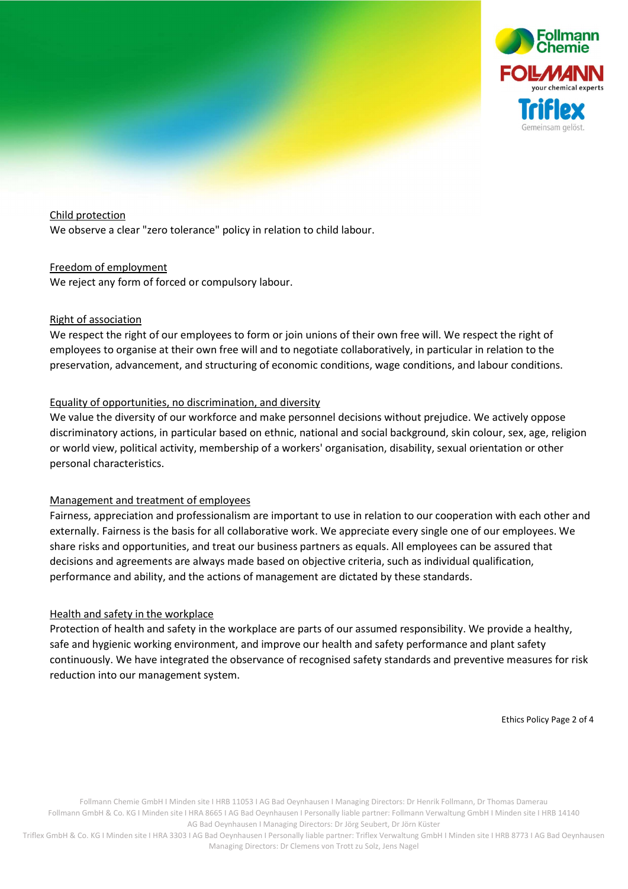<u>Child protection</u>
We observe a clear "zero tolerance" policy in relation to child labour.

<u>Freedom of employment</u>
We reject any form of forced or compulsory labour.

<u>Right of association</u>
We respect the right of our employees to form or join unions of their own free will. We respect the right of employees to organise at their own free will and to negotiate collaboratively, in particular in relation to the preservation, advancement, and structuring of economic conditions, wage conditions, and labour conditions.

<u>Equality of opportunities, no discrimination, and diversity</u>
We value the diversity of our workforce and make personnel decisions without prejudice. We actively oppose discriminatory actions, in particular based on ethnic, national and social background, skin colour, sex, age, religion or world view, political activity, membership of a workers' organisation, disability, sexual orientation or other personal characteristics.

<u>Management and treatment of employees</u>
Fairness, appreciation and professionalism are important to use in relation to our cooperation with each other and externally. Fairness is the basis for all collaborative work. We appreciate every single one of our employees. We share risks and opportunities, and treat our business partners as equals. All employees can be assured that decisions and agreements are always made based on objective criteria, such as individual qualification, performance and ability, and the actions of management are dictated by these standards.

<u>Health and safety in the workplace</u>
Protection of health and safety in the workplace are parts of our assumed responsibility. We provide a healthy, safe and hygienic working environment, and improve our health and safety performance and plant safety continuously. We have integrated the observance of recognised safety standards and preventive measures for risk reduction into our management system.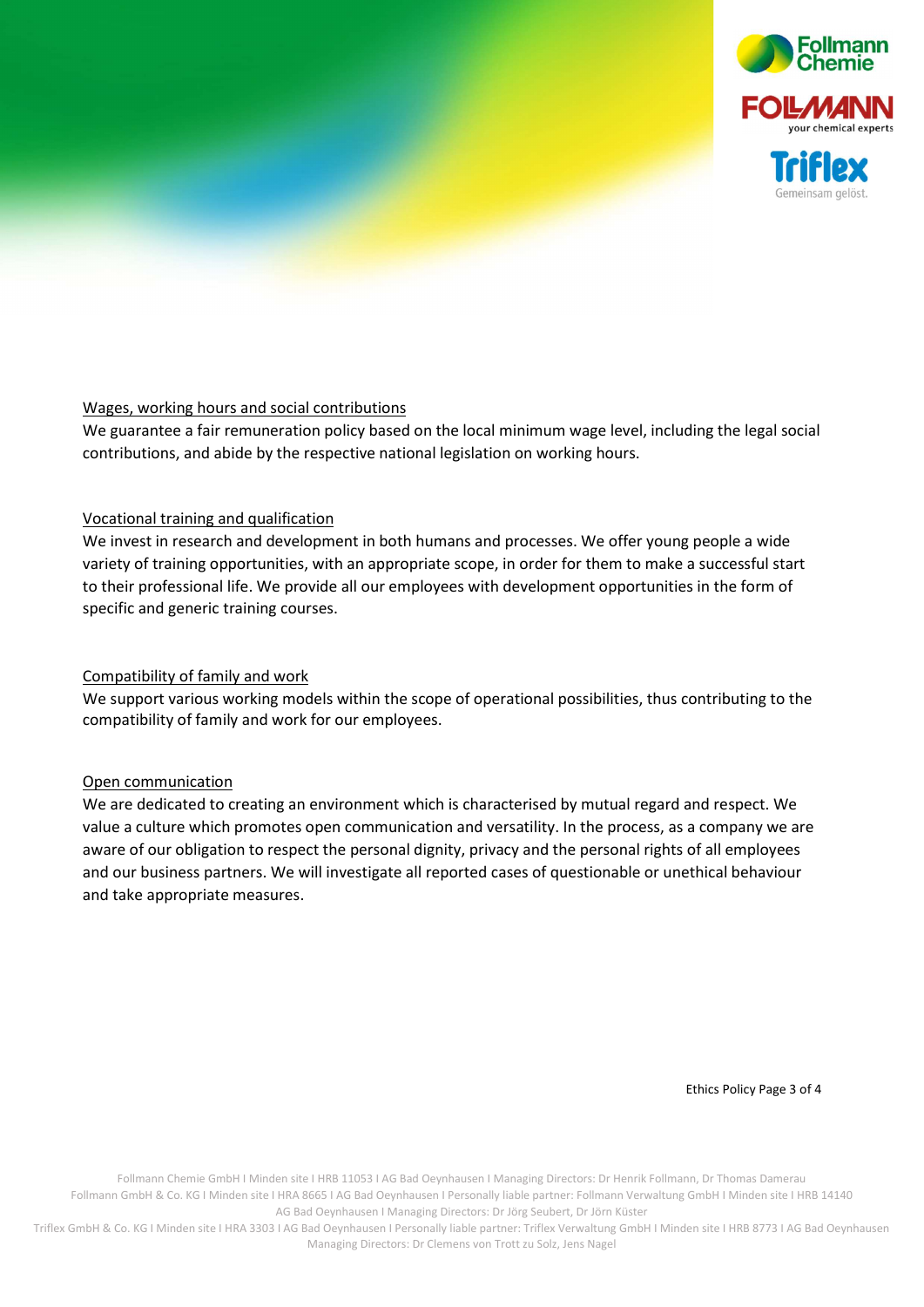Wages, working hours and social contributions

We guarantee a fair remuneration policy based on the local minimum wage level, including the legal social contributions, and abide by the respective national legislation on working hours.

Vocational training and qualification

We invest in research and development in both humans and processes. We offer young people a wide variety of training opportunities, with an appropriate scope, in order for them to make a successful start to their professional life. We provide all our employees with development opportunities in the form of specific and generic training courses.

Compatibility of family and work

We support various working models within the scope of operational possibilities, thus contributing to the compatibility of family and work for our employees.

Open communication

We are dedicated to creating an environment which is characterised by mutual regard and respect. We value a culture which promotes open communication and versatility. In the process, as a company we are aware of our obligation to respect the personal dignity, privacy and the personal rights of all employees and our business partners. We will investigate all reported cases of questionable or unethical behaviour and take appropriate measures.